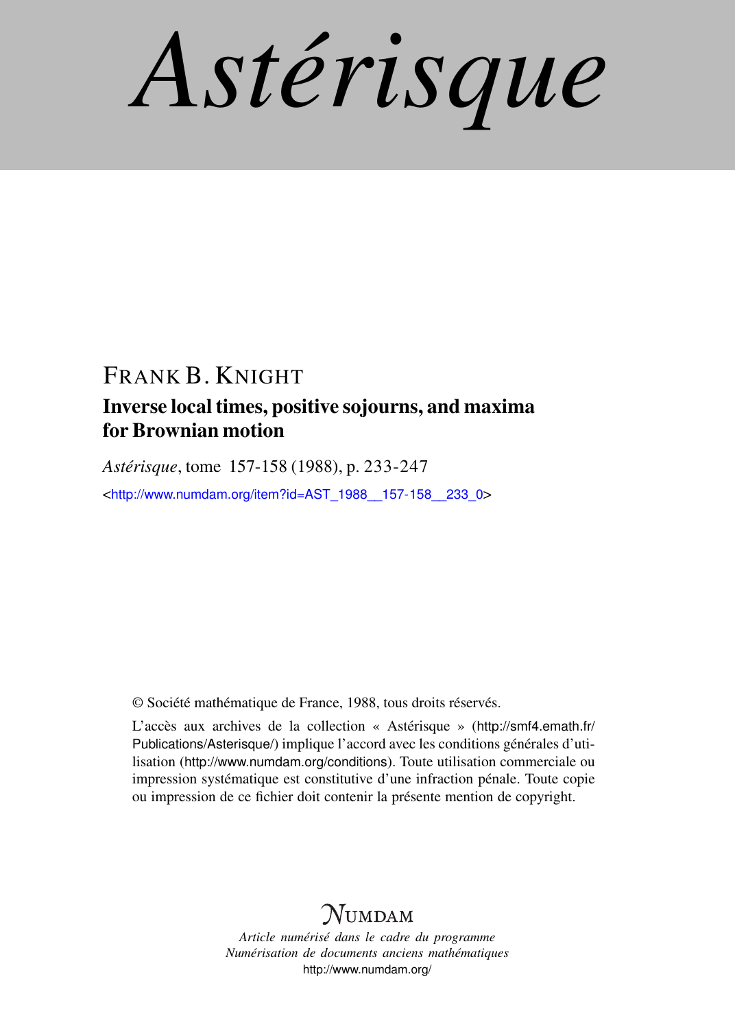# Astérisque

FRANK B. KNIGHT

## Inverse local times, positive sojourns, and maxima for Brownian motion

*Astérisque*, tome 157-158 (1988), p. 233-247

<http://www.numdam.org/item?id=AST_1988__157-158__233_0>

© Société mathématique de France, 1988, tous droits réservés.

L'accès aux archives de la collection « Astérisque » (http://smf4.emath.fr/Publications/Asterisque/) implique l'accord avec les conditions générales d'utilisation (http://www.numdam.org/conditions). Toute utilisation commerciale ou impression systématique est constitutive d'une infraction pénale. Toute copie ou impression de ce fichier doit contenir la présente mention de copyright.

NUMDAM

*Article numérisé dans le cadre du programme Numérisation de documents anciens mathématiques*

http://www.numdam.org/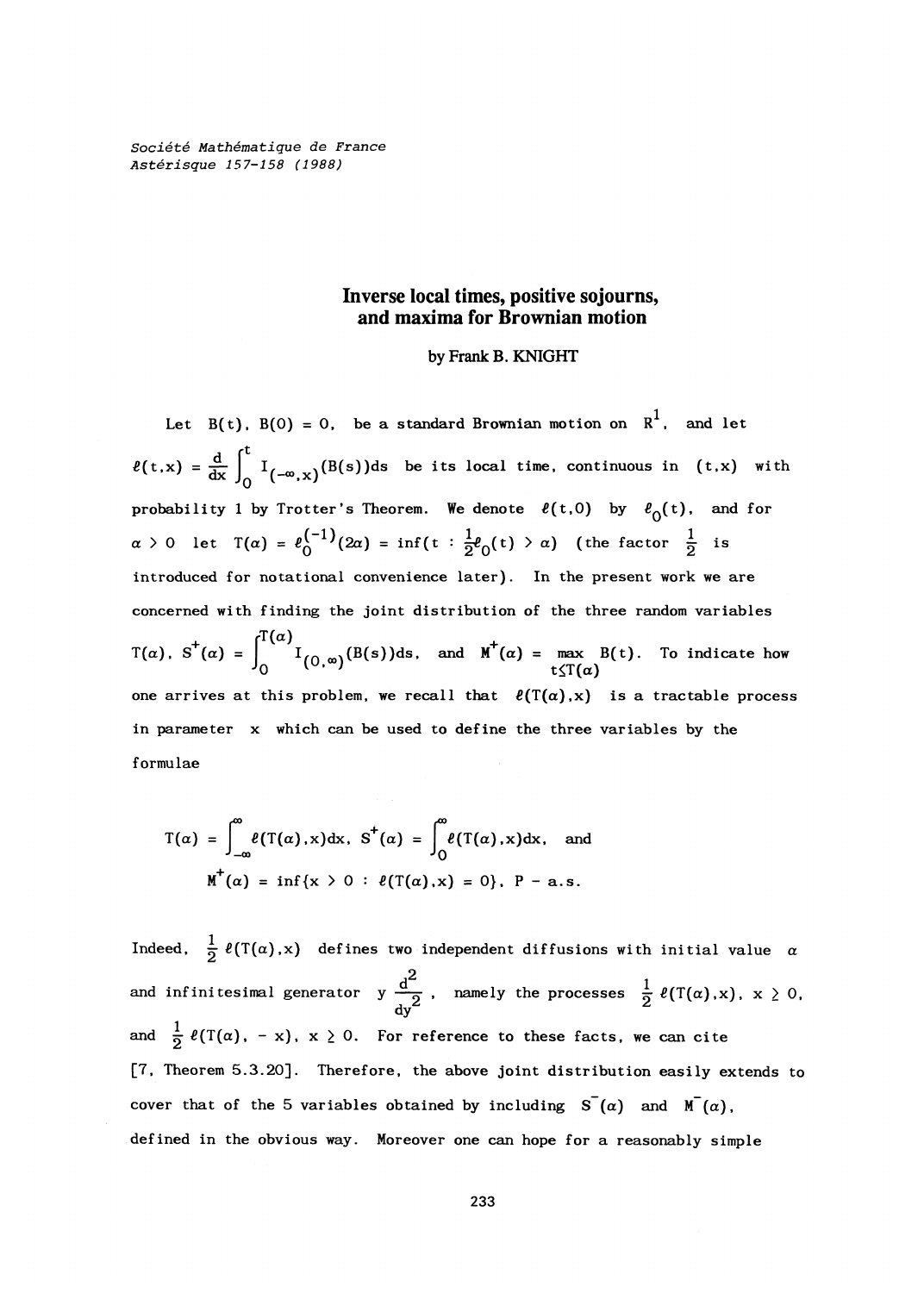Société Mathématique de France
Astérisque 157-158 (1988)

# Inverse local times, positive sojourns, and maxima for Brownian motion

by Frank B. KNIGHT

Let $B(t)$, $B(0) = 0$, be a standard Brownian motion on $R^1$, and let $\ell(t,x) = \frac{d}{dx}\int_0^t I_{(-\infty,x)}(B(s))ds$ be its local time, continuous in $(t,x)$ with probability 1 by Trotter's Theorem. We denote $\ell(t,0)$ by $\ell_0(t)$, and for $\alpha > 0$ let $T(\alpha) = \ell_0^{(-1)}(2\alpha) = \inf(t : \frac{1}{2}\ell_0(t) > \alpha)$ (the factor $\frac{1}{2}$ is introduced for notational convenience later). In the present work we are concerned with finding the joint distribution of the three random variables $T(\alpha)$, $S^+(\alpha) = \int_0^{T(\alpha)} I_{(0,\infty)}(B(s))ds$, and $M^+(\alpha) = \max_{t \leq T(\alpha)} B(t)$. To indicate how one arrives at this problem, we recall that $\ell(T(\alpha),x)$ is a tractable process in parameter $x$ which can be used to define the three variables by the formulae

$$T(\alpha) = \int_{-\infty}^{\infty} \ell(T(\alpha),x)dx, \quad S^+(\alpha) = \int_0^{\infty} \ell(T(\alpha),x)dx, \quad \text{and}$$
$$M^+(\alpha) = \inf\{x > 0 : \ell(T(\alpha),x) = 0\}, \quad P\text{ - a.s.}$$

Indeed, $\frac{1}{2}\ell(T(\alpha),x)$ defines two independent diffusions with initial value $\alpha$ and infinitesimal generator $y\frac{d^2}{dy^2}$, namely the processes $\frac{1}{2}\ell(T(\alpha),x)$, $x \geq 0$, and $\frac{1}{2}\ell(T(\alpha), -x)$, $x \geq 0$. For reference to these facts, we can cite [7, Theorem 5.3.20]. Therefore, the above joint distribution easily extends to cover that of the 5 variables obtained by including $S^-(\alpha)$ and $M^-(\alpha)$, defined in the obvious way. Moreover one can hope for a reasonably simple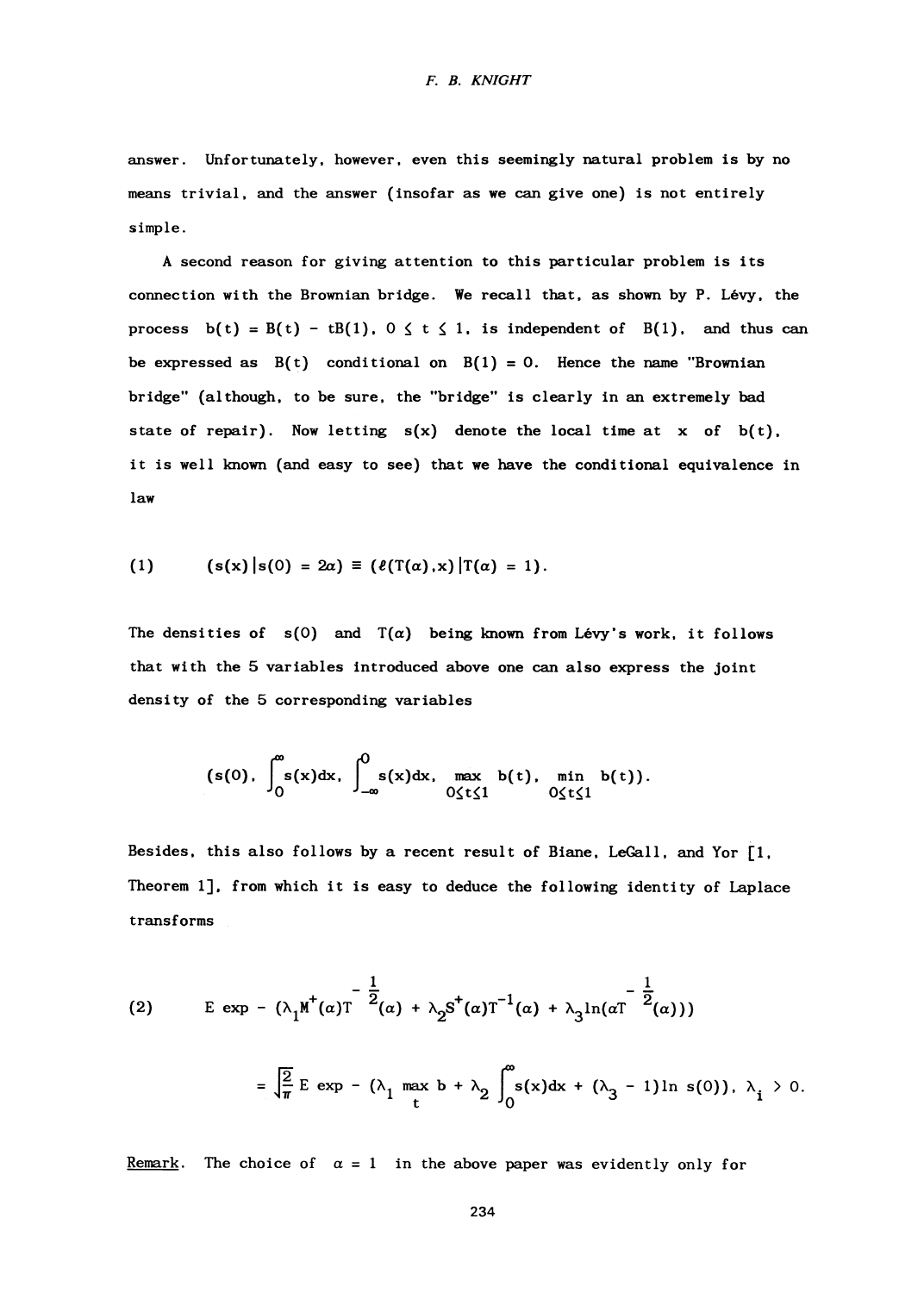answer. Unfortunately, however, even this seemingly natural problem is by no means trivial, and the answer (insofar as we can give one) is not entirely simple.

A second reason for giving attention to this particular problem is its connection with the Brownian bridge. We recall that, as shown by P. Lévy, the process $b(t) = B(t) - tB(1)$, $0 \leq t \leq 1$, is independent of $B(1)$, and thus can be expressed as $B(t)$ conditional on $B(1) = 0$. Hence the name "Brownian bridge" (although, to be sure, the "bridge" is clearly in an extremely bad state of repair). Now letting $s(x)$ denote the local time at $x$ of $b(t)$, it is well known (and easy to see) that we have the conditional equivalence in law

$$(1) \qquad (s(x) \,|\, s(0) = 2\alpha) \equiv (\ell(T(\alpha),x) \,|\, T(\alpha) = 1).$$

The densities of $s(0)$ and $T(\alpha)$ being known from Lévy's work, it follows that with the 5 variables introduced above one can also express the joint density of the 5 corresponding variables

$$(s(0),\ \int_0^\infty s(x)dx,\ \int_{-\infty}^0 s(x)dx,\ \max_{0\leq t\leq 1} b(t),\ \min_{0\leq t\leq 1} b(t)).$$

Besides, this also follows by a recent result of Biane, LeGall, and Yor [1, Theorem 1], from which it is easy to deduce the following identity of Laplace transforms

$$(2) \qquad E\exp - (\lambda_1 M^+(\alpha)T^{-\frac{1}{2}}(\alpha) + \lambda_2 S^+(\alpha)T^{-1}(\alpha) + \lambda_3 \ln(\alpha T^{-\frac{1}{2}}(\alpha)))$$

$$= \sqrt{\frac{2}{\pi}}\, E\exp - (\lambda_1 \max_t b + \lambda_2 \int_0^\infty s(x)dx + (\lambda_3 - 1)\ln s(0)),\ \lambda_i > 0.$$

Remark. The choice of $\alpha = 1$ in the above paper was evidently only for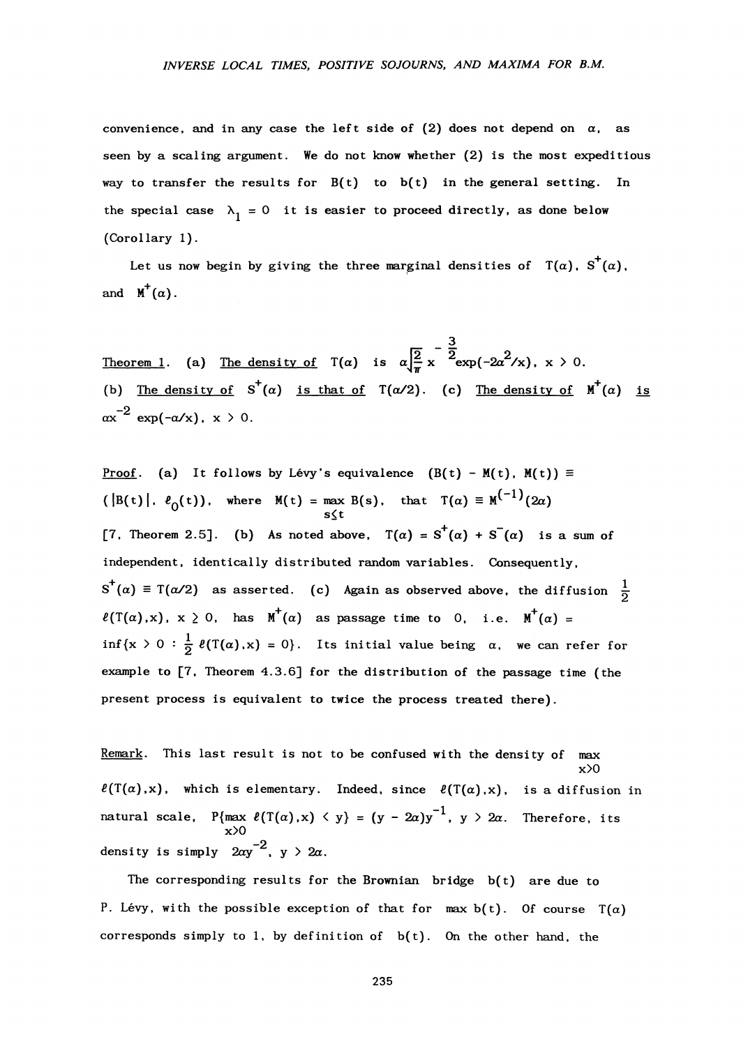convenience, and in any case the left side of (2) does not depend on $\alpha$, as seen by a scaling argument. We do not know whether (2) is the most expeditious way to transfer the results for $B(t)$ to $b(t)$ in the general setting. In the special case $\lambda_1 = 0$ it is easier to proceed directly, as done below (Corollary 1).

Let us now begin by giving the three marginal densities of $T(\alpha)$, $S^+(\alpha)$, and $M^+(\alpha)$.

<u>Theorem 1</u>. (a) <u>The density of</u> $T(\alpha)$ is $\alpha\sqrt{\frac{2}{\pi}}\, x^{-\frac{3}{2}}\exp(-2\alpha^2/x)$, $x > 0$. (b) <u>The density of</u> $S^+(\alpha)$ <u>is that of</u> $T(\alpha/2)$. (c) <u>The density of</u> $M^+(\alpha)$ <u>is</u> $\alpha x^{-2}\exp(-\alpha/x)$, $x > 0$.

<u>Proof</u>. (a) It follows by Lévy's equivalence $(B(t) - M(t), M(t)) \equiv (|B(t)|, \ell_0(t))$, where $M(t) = \max_{s \le t} B(s)$, that $T(\alpha) \equiv M^{(-1)}(2\alpha)$ [7, Theorem 2.5]. (b) As noted above, $T(\alpha) = S^+(\alpha) + S^-(\alpha)$ is a sum of independent, identically distributed random variables. Consequently, $S^+(\alpha) \equiv T(\alpha/2)$ as asserted. (c) Again as observed above, the diffusion $\frac{1}{2}\ell(T(\alpha),x)$, $x \ge 0$, has $M^+(\alpha)$ as passage time to $0$, i.e. $M^+(\alpha) = \inf\{x > 0 : \frac{1}{2}\ell(T(\alpha),x) = 0\}$. Its initial value being $\alpha$, we can refer for example to [7, Theorem 4.3.6] for the distribution of the passage time (the present process is equivalent to twice the process treated there).

<u>Remark</u>. This last result is not to be confused with the density of $\max_{x>0} \ell(T(\alpha),x)$, which is elementary. Indeed, since $\ell(T(\alpha),x)$, is a diffusion in natural scale, $P\{\max_{x>0} \ell(T(\alpha),x) < y\} = (y - 2\alpha)y^{-1}$, $y > 2\alpha$. Therefore, its density is simply $2\alpha y^{-2}$, $y > 2\alpha$.

The corresponding results for the Brownian bridge $b(t)$ are due to P. Lévy, with the possible exception of that for $\max b(t)$. Of course $T(\alpha)$ corresponds simply to 1, by definition of $b(t)$. On the other hand, the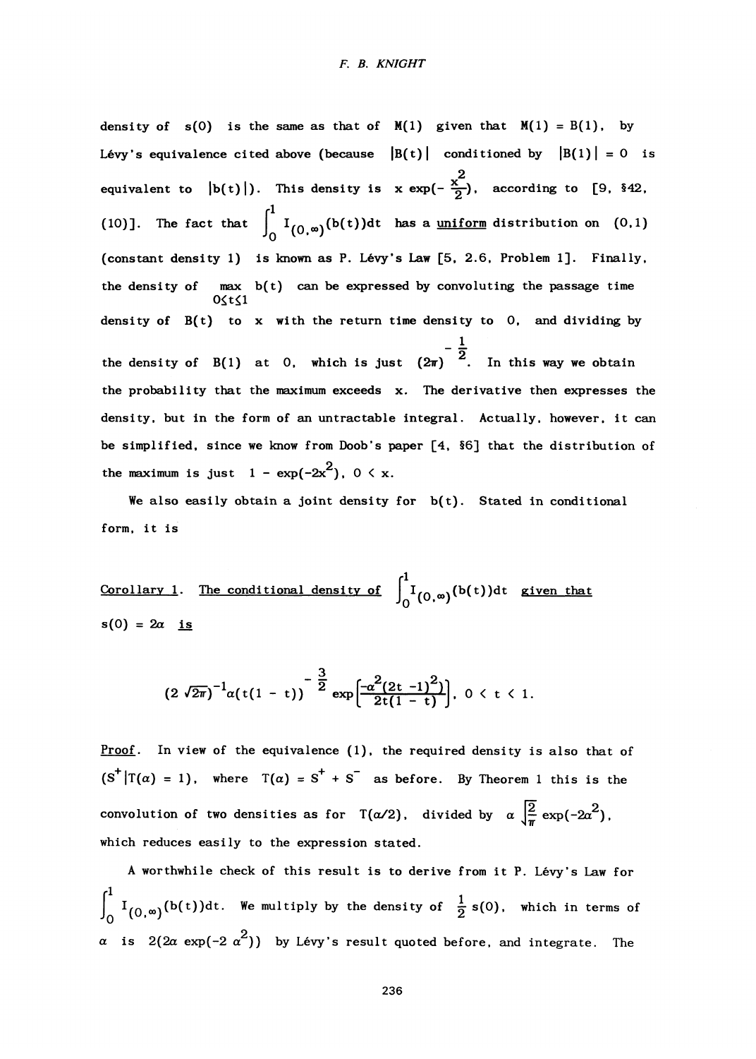density of $s(0)$ is the same as that of $M(1)$ given that $M(1) = B(1)$, by Lévy's equivalence cited above (because $|B(t)|$ conditioned by $|B(1)| = 0$ is equivalent to $|b(t)|$). This density is $x \exp(-\frac{x^2}{2})$, according to [9, §42, (10)]. The fact that $\int_0^1 I_{(0,\infty)}(b(t))dt$ has a uniform distribution on $(0,1)$ (constant density 1) is known as P. Lévy's Law [5, 2.6, Problem 1]. Finally, the density of $\max_{0 \leq t \leq 1} b(t)$ can be expressed by convoluting the passage time density of $B(t)$ to $x$ with the return time density to $0$, and dividing by the density of $B(1)$ at $0$, which is just $(2\pi)^{-\frac{1}{2}}$. In this way we obtain the probability that the maximum exceeds $x$. The derivative then expresses the density, but in the form of an untractable integral. Actually, however, it can be simplified, since we know from Doob's paper [4, §6] that the distribution of the maximum is just $1 - \exp(-2x^2)$, $0 < x$.

We also easily obtain a joint density for $b(t)$. Stated in conditional form, it is

Corollary 1. *The conditional density of* $\int_0^1 I_{(0,\infty)}(b(t))dt$ *given that* $s(0) = 2\alpha$ *is*

$$(2\sqrt{2\pi})^{-1}\alpha(t(1-t))^{-\frac{3}{2}} \exp\left[\frac{-\alpha^2(2t-1)^2}{2t(1-t)}\right], \quad 0 < t < 1.$$

Proof. In view of the equivalence (1), the required density is also that of $(S^+ | T(\alpha) = 1)$, where $T(\alpha) = S^+ + S^-$ as before. By Theorem 1 this is the convolution of two densities as for $T(\alpha/2)$, divided by $\alpha\sqrt{\frac{2}{\pi}}\exp(-2\alpha^2)$, which reduces easily to the expression stated.

A worthwhile check of this result is to derive from it P. Lévy's Law for $\int_0^1 I_{(0,\infty)}(b(t))dt$. We multiply by the density of $\frac{1}{2}s(0)$, which in terms of $\alpha$ is $2(2\alpha \exp(-2\alpha^2))$ by Lévy's result quoted before, and integrate. The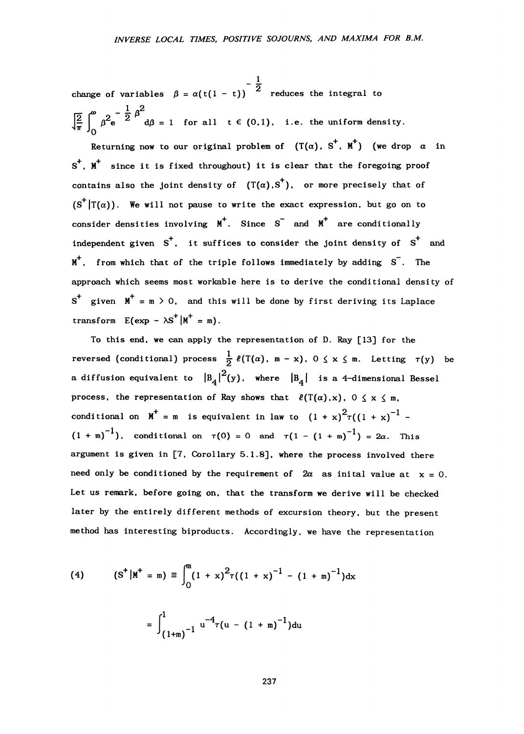change of variables $\beta = \alpha(t(1-t))^{-\frac{1}{2}}$ reduces the integral to $\sqrt{\frac{2}{\pi}} \int_0^\infty \beta^2 e^{-\frac{1}{2}\beta^2} d\beta = 1$ for all $t \in (0,1)$, i.e. the uniform density.

Returning now to our original problem of $(T(\alpha), S^+, M^+)$ (we drop $\alpha$ in $S^+$, $M^+$ since it is fixed throughout) it is clear that the foregoing proof contains also the joint density of $(T(\alpha), S^+)$, or more precisely that of $(S^+ | T(\alpha))$. We will not pause to write the exact expression, but go on to consider densities involving $M^+$. Since $S^-$ and $M^+$ are conditionally independent given $S^+$, it suffices to consider the joint density of $S^+$ and $M^+$, from which that of the triple follows immediately by adding $S^-$. The approach which seems most workable here is to derive the conditional density of $S^+$ given $M^+ = m > 0$, and this will be done by first deriving its Laplace transform $E(\exp - \lambda S^+ | M^+ = m)$.

To this end, we can apply the representation of D. Ray [13] for the reversed (conditional) process $\frac{1}{2}\ell(T(\alpha), m - x)$, $0 \le x \le m$. Letting $\tau(y)$ be a diffusion equivalent to $|B_4|^2(y)$, where $|B_4|$ is a 4-dimensional Bessel process, the representation of Ray shows that $\ell(T(\alpha), x)$, $0 \le x \le m$, conditional on $M^+ = m$ is equivalent in law to $(1+x)^2 \tau((1+x)^{-1} - (1+m)^{-1})$, conditional on $\tau(0) = 0$ and $\tau(1 - (1+m)^{-1}) = 2\alpha$. This argument is given in [7, Corollary 5.1.8], where the process involved there need only be conditioned by the requirement of $2\alpha$ as inital value at $x = 0$. Let us remark, before going on, that the transform we derive will be checked later by the entirely different methods of excursion theory, but the present method has interesting biproducts. Accordingly, we have the representation

$$
\begin{aligned}
(4) \qquad (S^+ | M^+ = m) &\equiv \int_0^m (1+x)^2 \tau((1+x)^{-1} - (1+m)^{-1}) dx \\
&= \int_{(1+m)^{-1}}^1 u^{-4} \tau(u - (1+m)^{-1}) du
\end{aligned}
$$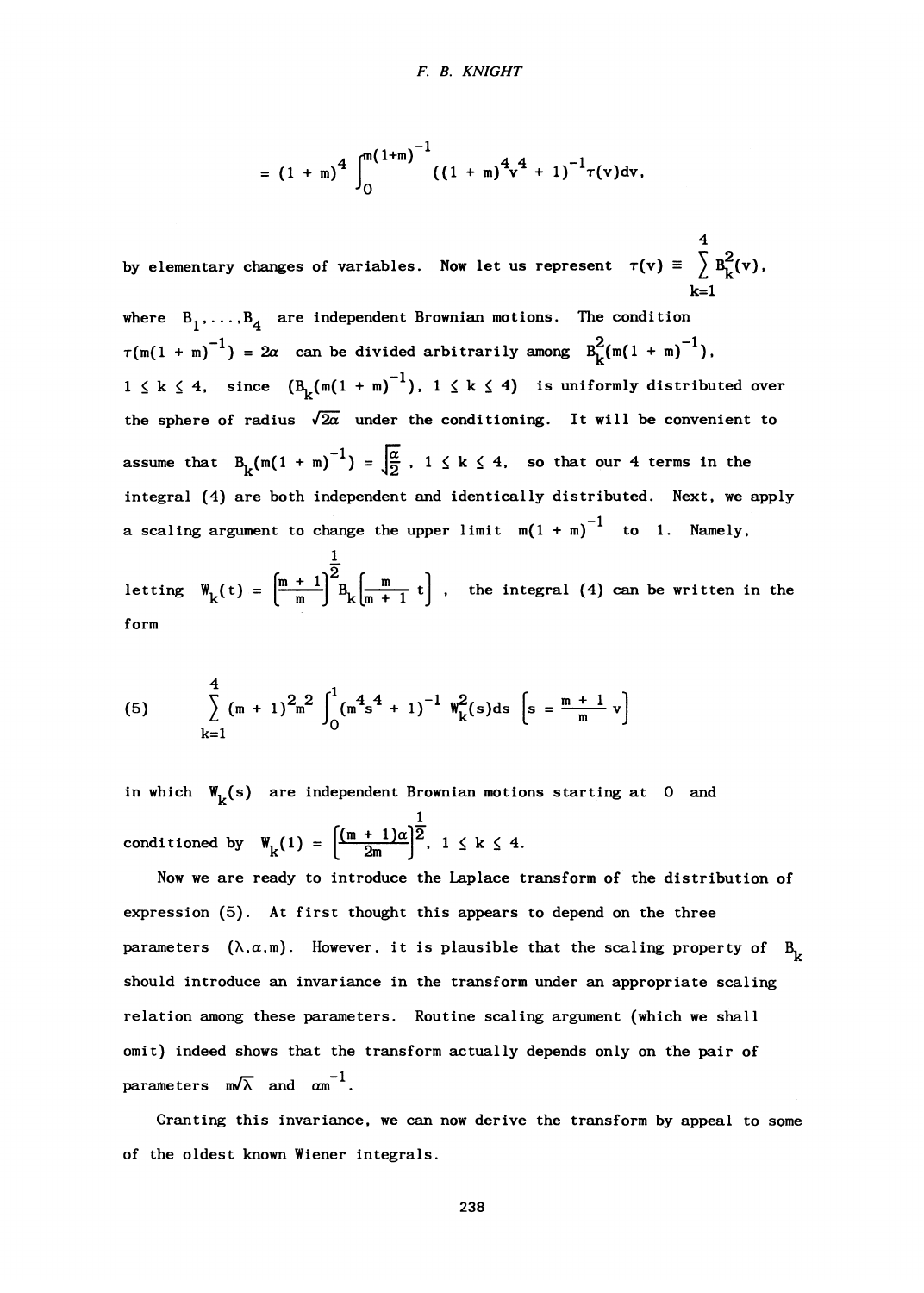$$= (1 + m)^4 \int_0^{m(1+m)^{-1}} ((1 + m)^4 v^4 + 1)^{-1} \tau(v) dv,$$

by elementary changes of variables. Now let us represent $\tau(v) \equiv \sum_{k=1}^{4} B_k^2(v)$, where $B_1, \ldots, B_4$ are independent Brownian motions. The condition $\tau(m(1 + m)^{-1}) = 2\alpha$ can be divided arbitrarily among $B_k^2(m(1 + m)^{-1})$, $1 \leq k \leq 4$, since $(B_k(m(1 + m)^{-1}), 1 \leq k \leq 4)$ is uniformly distributed over the sphere of radius $\sqrt{2\alpha}$ under the conditioning. It will be convenient to assume that $B_k(m(1 + m)^{-1}) = \sqrt{\frac{\alpha}{2}}$, $1 \leq k \leq 4$, so that our 4 terms in the integral (4) are both independent and identically distributed. Next, we apply a scaling argument to change the upper limit $m(1 + m)^{-1}$ to 1. Namely, letting $W_k(t) = \left[\frac{m + 1}{m}\right]^{\frac{1}{2}} B_k\left[\frac{m}{m + 1} t\right]$, the integral (4) can be written in the form

$$(5) \qquad \sum_{k=1}^{4} (m + 1)^2 m^2 \int_0^1 (m^4 s^4 + 1)^{-1} W_k^2(s) ds \quad \left[s = \frac{m + 1}{m} v\right]$$

in which $W_k(s)$ are independent Brownian motions starting at 0 and conditioned by $W_k(1) = \left[\frac{(m + 1)\alpha}{2m}\right]^{\frac{1}{2}}$, $1 \leq k \leq 4$.

Now we are ready to introduce the Laplace transform of the distribution of expression (5). At first thought this appears to depend on the three parameters $(\lambda, \alpha, m)$. However, it is plausible that the scaling property of $B_k$ should introduce an invariance in the transform under an appropriate scaling relation among these parameters. Routine scaling argument (which we shall omit) indeed shows that the transform actually depends only on the pair of parameters $m\sqrt{\lambda}$ and $\alpha m^{-1}$.

Granting this invariance, we can now derive the transform by appeal to some of the oldest known Wiener integrals.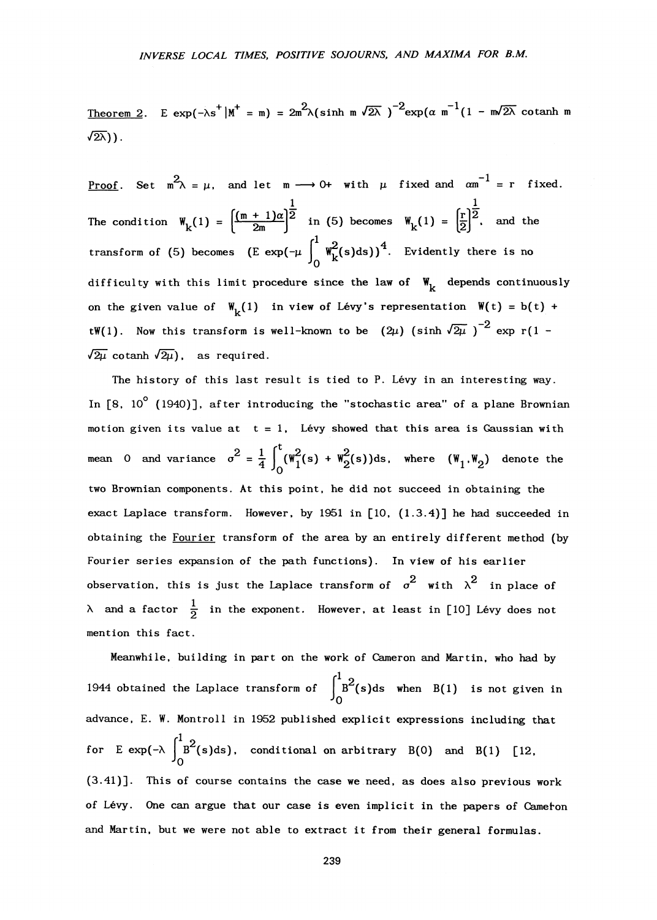Theorem 2. $E \exp(-\lambda s^+ | M^+ = m) = 2m^2\lambda(\sinh m\sqrt{2\lambda})^{-2}\exp(\alpha m^{-1}(1 - m\sqrt{2\lambda} \coth m\sqrt{2\lambda}))$.

Proof. Set $m^2\lambda = \mu$, and let $m \longrightarrow 0+$ with $\mu$ fixed and $\alpha m^{-1} = r$ fixed. The condition $W_k(1) = \left[\frac{(m+1)\alpha}{2m}\right]^{\frac{1}{2}}$ in (5) becomes $W_k(1) = \left[\frac{r}{2}\right]^{\frac{1}{2}}$, and the transform of (5) becomes $(E \exp(-\mu \int_0^1 W_k^2(s)ds))^4$. Evidently there is no difficulty with this limit procedure since the law of $W_k$ depends continuously on the given value of $W_k(1)$ in view of Lévy's representation $W(t) = b(t) + tW(1)$. Now this transform is well-known to be $(2\mu)(\sinh\sqrt{2\mu})^{-2} \exp r(1 - \sqrt{2\mu} \coth \sqrt{2\mu})$, as required.

The history of this last result is tied to P. Lévy in an interesting way. In [8, 10° (1940)], after introducing the "stochastic area" of a plane Brownian motion given its value at $t = 1$, Lévy showed that this area is Gaussian with mean 0 and variance $\sigma^2 = \frac{1}{4}\int_0^t (W_1^2(s) + W_2^2(s))ds$, where $(W_1, W_2)$ denote the two Brownian components. At this point, he did not succeed in obtaining the exact Laplace transform. However, by 1951 in [10, (1.3.4)] he had succeeded in obtaining the Fourier transform of the area by an entirely different method (by Fourier series expansion of the path functions). In view of his earlier observation, this is just the Laplace transform of $\sigma^2$ with $\lambda^2$ in place of $\lambda$ and a factor $\frac{1}{2}$ in the exponent. However, at least in [10] Lévy does not mention this fact.

Meanwhile, building in part on the work of Cameron and Martin, who had by 1944 obtained the Laplace transform of $\int_0^1 B^2(s)ds$ when $B(1)$ is not given in advance, E. W. Montroll in 1952 published explicit expressions including that for $E \exp(-\lambda \int_0^1 B^2(s)ds)$, conditional on arbitrary $B(0)$ and $B(1)$ [12, (3.41)]. This of course contains the case we need, as does also previous work of Lévy. One can argue that our case is even implicit in the papers of Cameron and Martin, but we were not able to extract it from their general formulas.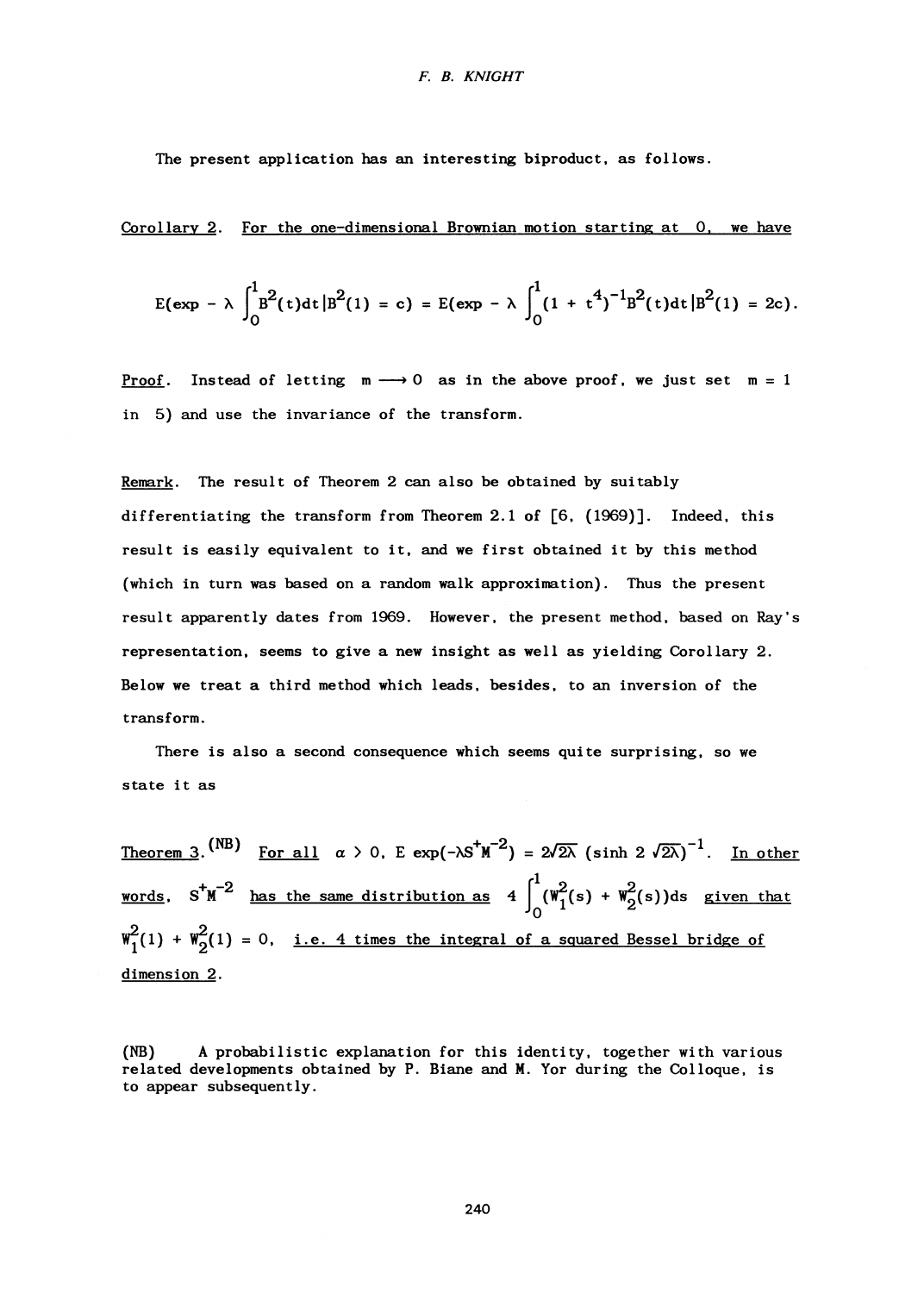The present application has an interesting biproduct, as follows.

Corollary 2. For the one-dimensional Brownian motion starting at 0, we have

$$E(\exp - \lambda \int_0^1 B^2(t)dt \,|\, B^2(1) = c) = E(\exp - \lambda \int_0^1 (1 + t^4)^{-1} B^2(t)dt \,|\, B^2(1) = 2c).$$

Proof. Instead of letting $m \longrightarrow 0$ as in the above proof, we just set $m = 1$ in 5) and use the invariance of the transform.

Remark. The result of Theorem 2 can also be obtained by suitably differentiating the transform from Theorem 2.1 of [6, (1969)]. Indeed, this result is easily equivalent to it, and we first obtained it by this method (which in turn was based on a random walk approximation). Thus the present result apparently dates from 1969. However, the present method, based on Ray's representation, seems to give a new insight as well as yielding Corollary 2. Below we treat a third method which leads, besides, to an inversion of the transform.

There is also a second consequence which seems quite surprising, so we state it as

Theorem 3.[(NB)] For all $\alpha > 0$, $E \exp(-\lambda S^+ M^{-2}) = 2\sqrt{2\lambda}\,(\sinh 2\sqrt{2\lambda})^{-1}$. In other words, $S^+ M^{-2}$ has the same distribution as $4 \int_0^1 (W_1^2(s) + W_2^2(s))ds$ given that $W_1^2(1) + W_2^2(1) = 0$, i.e. 4 times the integral of a squared Bessel bridge of dimension 2.

(NB) A probabilistic explanation for this identity, together with various related developments obtained by P. Biane and M. Yor during the Colloque, is to appear subsequently.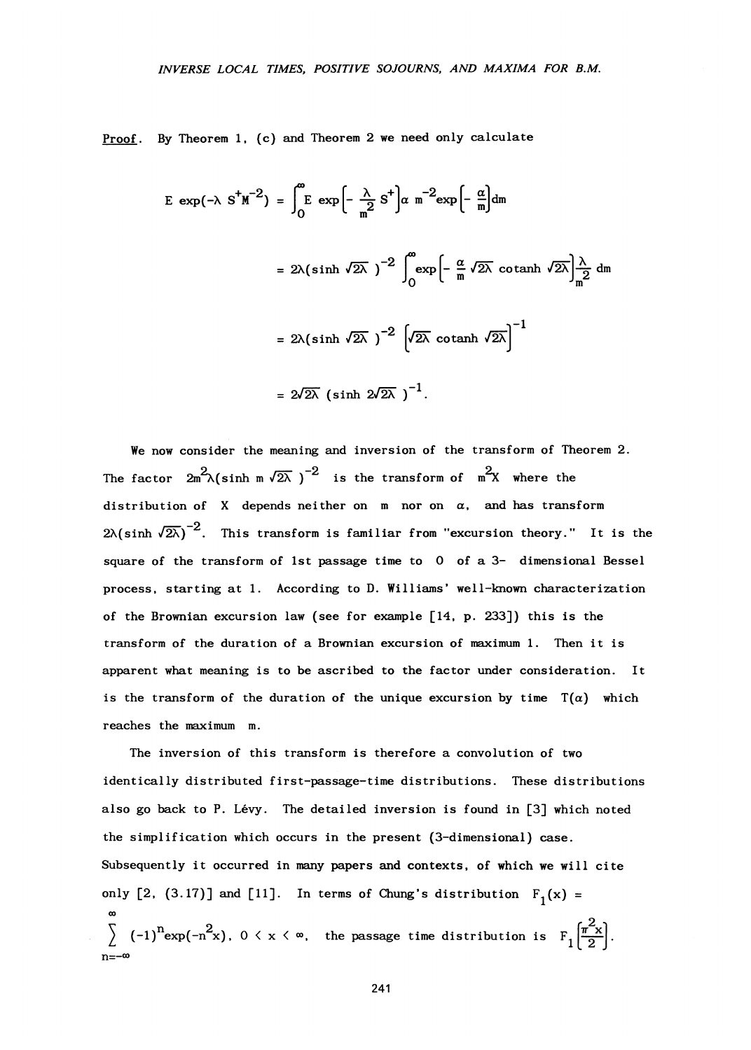*Proof*. By Theorem 1, (c) and Theorem 2 we need only calculate

$$E\exp(-\lambda\, S^{+}M^{-2}) = \int_0^\infty E\exp\left[-\frac{\lambda}{m^2}S^{+}\right]\alpha\, m^{-2}\exp\left[-\frac{\alpha}{m}\right]dm$$

$$= 2\lambda(\sinh\sqrt{2\lambda}\,)^{-2}\int_0^\infty \exp\left[-\frac{\alpha}{m}\sqrt{2\lambda}\,\operatorname{cotanh}\sqrt{2\lambda}\right]\frac{\lambda}{m^2}\,dm$$

$$= 2\lambda(\sinh\sqrt{2\lambda}\,)^{-2}\left[\sqrt{2\lambda}\,\operatorname{cotanh}\sqrt{2\lambda}\right]^{-1}$$

$$= 2\sqrt{2\lambda}\,(\sinh 2\sqrt{2\lambda}\,)^{-1}.$$

We now consider the meaning and inversion of the transform of Theorem 2. The factor $2m^2\lambda(\sinh m\sqrt{2\lambda}\,)^{-2}$ is the transform of $m^2X$ where the distribution of $X$ depends neither on $m$ nor on $\alpha$, and has transform $2\lambda(\sinh\sqrt{2\lambda})^{-2}$. This transform is familiar from "excursion theory." It is the square of the transform of 1st passage time to 0 of a 3- dimensional Bessel process, starting at 1. According to D. Williams' well-known characterization of the Brownian excursion law (see for example [14, p. 233]) this is the transform of the duration of a Brownian excursion of maximum 1. Then it is apparent what meaning is to be ascribed to the factor under consideration. It is the transform of the duration of the unique excursion by time $T(\alpha)$ which reaches the maximum $m$.

The inversion of this transform is therefore a convolution of two identically distributed first-passage-time distributions. These distributions also go back to P. Lévy. The detailed inversion is found in [3] which noted the simplification which occurs in the present (3-dimensional) case. Subsequently it occurred in many papers and contexts, of which we will cite only [2, (3.17)] and [11]. In terms of Chung's distribution $F_1(x) = \sum_{n=-\infty}^{\infty}(-1)^n\exp(-n^2x)$, $0 < x < \infty$, the passage time distribution is $F_1\left[\frac{\pi^2x}{2}\right]$.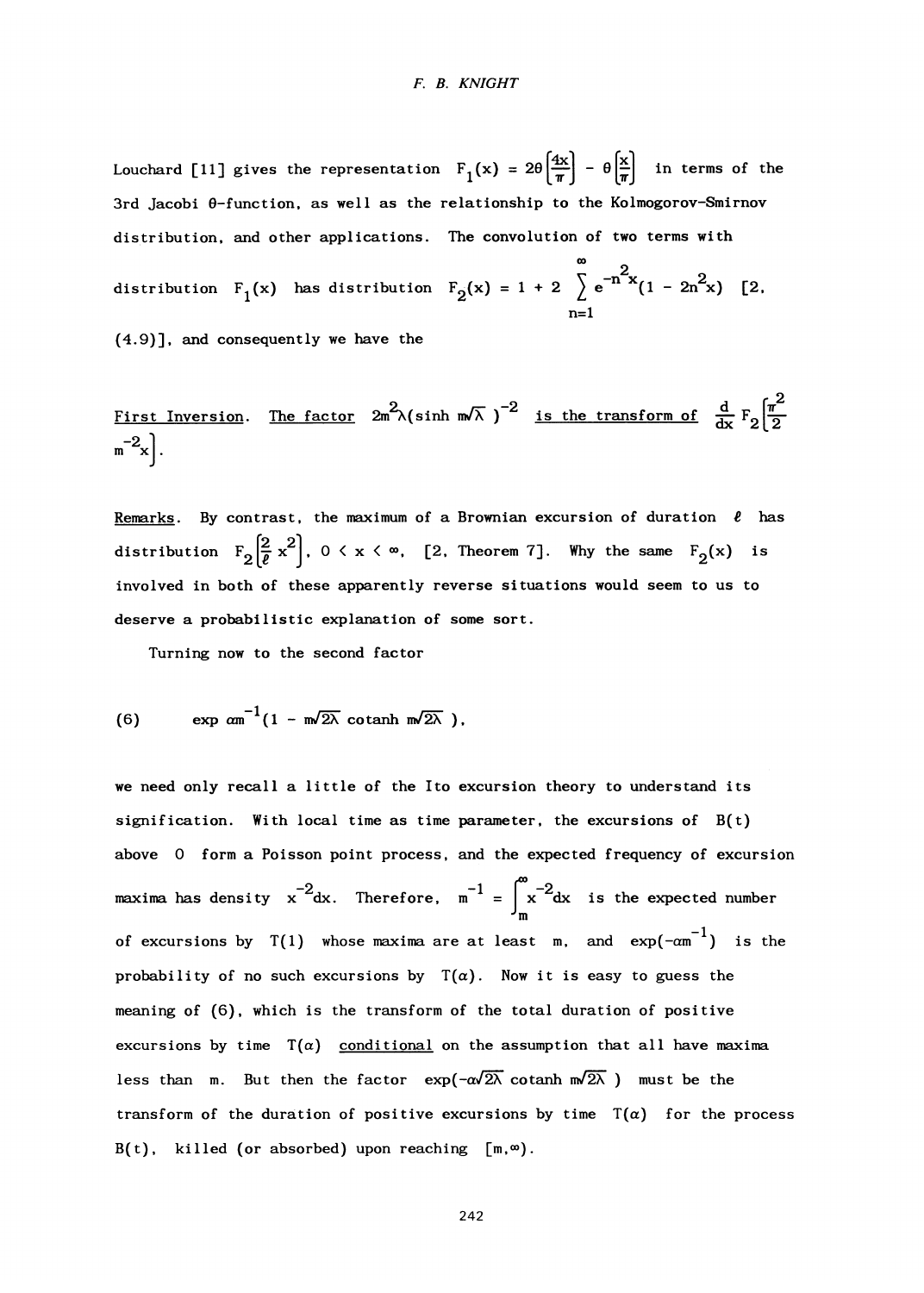Louchard [11] gives the representation $F_1(x) = 2\theta\left[\frac{4x}{\pi}\right] - \theta\left[\frac{x}{\pi}\right]$ in terms of the 3rd Jacobi $\theta$-function, as well as the relationship to the Kolmogorov-Smirnov distribution, and other applications. The convolution of two terms with distribution $F_1(x)$ has distribution $F_2(x) = 1 + 2\sum_{n=1}^{\infty} e^{-n^2x}(1 - 2n^2x)$ [2, (4.9)], and consequently we have the

<u>First Inversion</u>. <u>The factor</u> $2m^2\lambda(\sinh m\sqrt{\lambda}\,)^{-2}$ <u>is the transform of</u> $\frac{d}{dx}F_2\left[\frac{\pi^2}{2}m^{-2}x\right]$.

<u>Remarks</u>. By contrast, the maximum of a Brownian excursion of duration $\ell$ has distribution $F_2\left[\frac{2}{\ell}x^2\right]$, $0 < x < \infty$, [2, Theorem 7]. Why the same $F_2(x)$ is involved in both of these apparently reverse situations would seem to us to deserve a probabilistic explanation of some sort.

Turning now to the second factor

$$(6) \qquad \exp \alpha m^{-1}(1 - m\sqrt{2\lambda}\coth m\sqrt{2\lambda}\,),$$

we need only recall a little of the Ito excursion theory to understand its signification. With local time as time parameter, the excursions of $B(t)$ above $0$ form a Poisson point process, and the expected frequency of excursion maxima has density $x^{-2}dx$. Therefore, $m^{-1} = \int_m^{\infty} x^{-2}dx$ is the expected number of excursions by $T(1)$ whose maxima are at least $m$, and $\exp(-\alpha m^{-1})$ is the probability of no such excursions by $T(\alpha)$. Now it is easy to guess the meaning of (6), which is the transform of the total duration of positive excursions by time $T(\alpha)$ <u>conditional</u> on the assumption that all have maxima less than $m$. But then the factor $\exp(-\alpha\sqrt{2\lambda}\coth m\sqrt{2\lambda}\,)$ must be the transform of the duration of positive excursions by time $T(\alpha)$ for the process $B(t)$, killed (or absorbed) upon reaching $[m,\infty)$.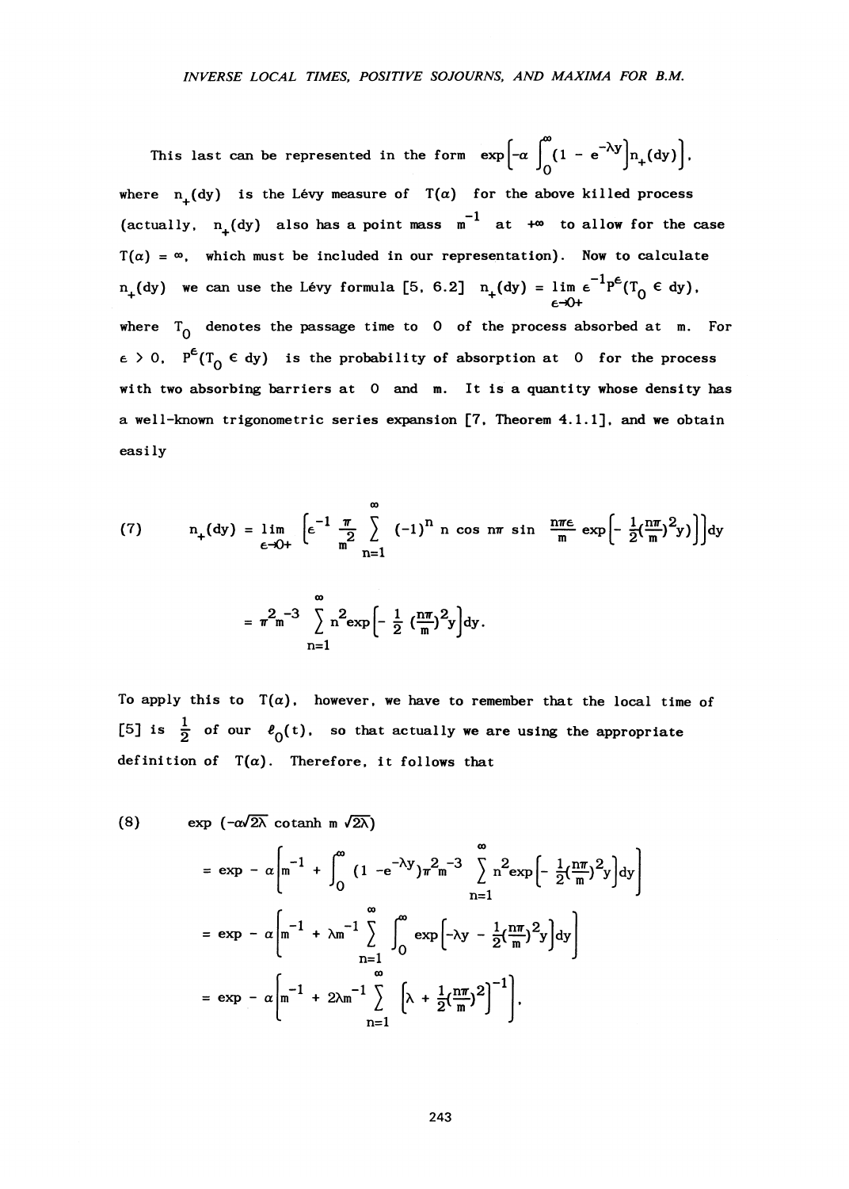This last can be represented in the form $\exp\left[-\alpha \int_0^\infty (1 - e^{-\lambda y}) n_+(dy)\right]$, where $n_+(dy)$ is the Lévy measure of $T(\alpha)$ for the above killed process (actually, $n_+(dy)$ also has a point mass $m^{-1}$ at $+\infty$ to allow for the case $T(\alpha) = \infty$, which must be included in our representation). Now to calculate $n_+(dy)$ we can use the Lévy formula [5, 6.2] $n_+(dy) = \lim_{\epsilon \to 0+} \epsilon^{-1} P^\epsilon(T_0 \in dy)$, where $T_0$ denotes the passage time to $0$ of the process absorbed at $m$. For $\epsilon > 0$, $P^\epsilon(T_0 \in dy)$ is the probability of absorption at $0$ for the process with two absorbing barriers at $0$ and $m$. It is a quantity whose density has a well-known trigonometric series expansion [7, Theorem 4.1.1], and we obtain easily

$$
(7) \qquad n_+(dy) = \lim_{\epsilon \to 0+} \left[\epsilon^{-1} \frac{\pi}{m^2} \sum_{n=1}^\infty (-1)^n \, n \cos n\pi \sin \frac{n\pi\epsilon}{m} \exp\left[-\tfrac{1}{2}\left(\tfrac{n\pi}{m}\right)^2 y\right]\right] dy
$$

$$
= \pi^2 m^{-3} \sum_{n=1}^\infty n^2 \exp\left[-\tfrac{1}{2}\left(\tfrac{n\pi}{m}\right)^2 y\right] dy.
$$

To apply this to $T(\alpha)$, however, we have to remember that the local time of [5] is $\frac{1}{2}$ of our $\ell_0(t)$, so that actually we are using the appropriate definition of $T(\alpha)$. Therefore, it follows that

$$
(8) \qquad \exp\left(-\alpha\sqrt{2\lambda} \coth m\sqrt{2\lambda}\right)
$$

$$
= \exp - \alpha\left[m^{-1} + \int_0^\infty (1 - e^{-\lambda y}) \pi^2 m^{-3} \sum_{n=1}^\infty n^2 \exp\left[-\tfrac{1}{2}\left(\tfrac{n\pi}{m}\right)^2 y\right] dy\right]
$$

$$
= \exp - \alpha\left[m^{-1} + \lambda m^{-1} \sum_{n=1}^\infty \int_0^\infty \exp\left[-\lambda y - \tfrac{1}{2}\left(\tfrac{n\pi}{m}\right)^2 y\right] dy\right]
$$

$$
= \exp - \alpha\left[m^{-1} + 2\lambda m^{-1} \sum_{n=1}^\infty \left[\lambda + \tfrac{1}{2}\left(\tfrac{n\pi}{m}\right)^2\right]^{-1}\right].
$$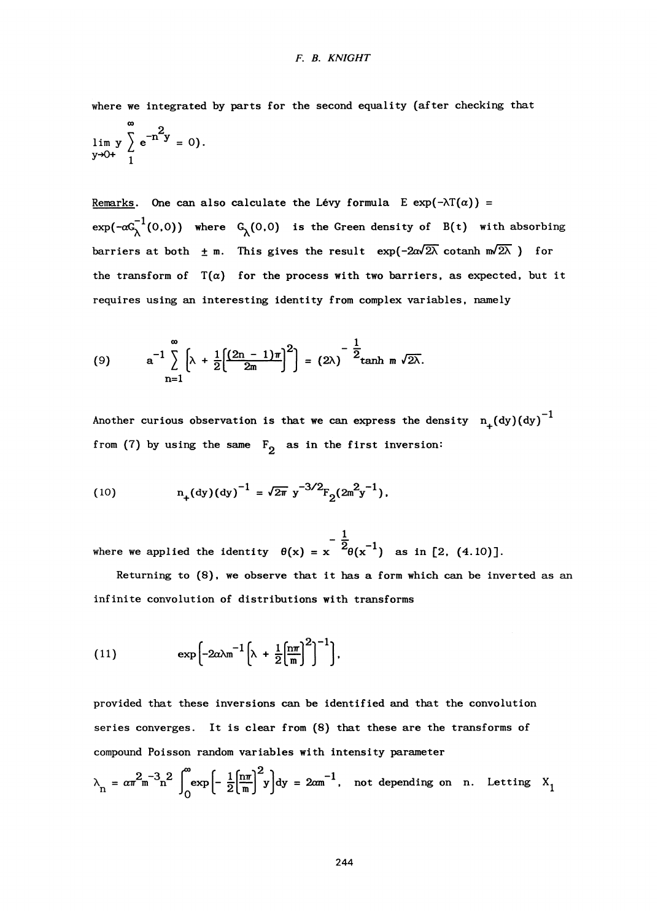where we integrated by parts for the second equality (after checking that $\lim_{y \to 0+} y \sum_{1}^{\infty} e^{-n^2 y} = 0$).

Remarks. One can also calculate the Lévy formula $E \exp(-\lambda T(\alpha)) = \exp(-\alpha G_\lambda^{-1}(0,0))$ where $G_\lambda(0,0)$ is the Green density of $B(t)$ with absorbing barriers at both $\pm$ m. This gives the result $\exp(-2\alpha\sqrt{2\lambda} \coth m\sqrt{2\lambda})$ for the transform of $T(\alpha)$ for the process with two barriers, as expected, but it requires using an interesting identity from complex variables, namely

$$(9) \qquad a^{-1} \sum_{n=1}^{\infty} \left[\lambda + \frac{1}{2}\left[\frac{(2n-1)\pi}{2m}\right]^2\right] = (2\lambda)^{-\frac{1}{2}} \tanh m \sqrt{2\lambda}.$$

Another curious observation is that we can express the density $n_+(dy)(dy)^{-1}$ from (7) by using the same $F_2$ as in the first inversion:

$$(10) \qquad n_+(dy)(dy)^{-1} = \sqrt{2\pi}\, y^{-3/2} F_2(2m^2 y^{-1}),$$

where we applied the identity $\theta(x) = x^{-\frac{1}{2}}\theta(x^{-1})$ as in [2, (4.10)].

Returning to (8), we observe that it has a form which can be inverted as an infinite convolution of distributions with transforms

$$(11) \qquad \exp\left[-2\alpha\lambda m^{-1}\left[\lambda + \frac{1}{2}\left[\frac{n\pi}{m}\right]^2\right]^{-1}\right],$$

provided that these inversions can be identified and that the convolution series converges. It is clear from (8) that these are the transforms of compound Poisson random variables with intensity parameter $\lambda_n = \alpha\pi^2 m^{-3} n^2 \int_0^\infty \exp\left[-\frac{1}{2}\left[\frac{n\pi}{m}\right]^2 y\right] dy = 2\alpha m^{-1}$, not depending on n. Letting $X_1$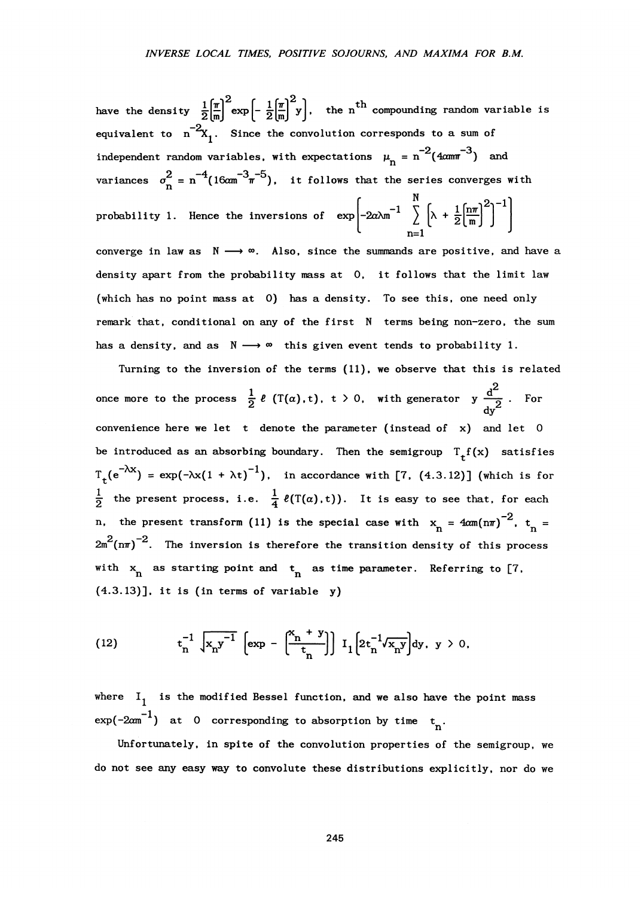have the density $\frac{1}{2}\left[\frac{\pi}{m}\right]^2 \exp\left[-\frac{1}{2}\left[\frac{\pi}{m}\right]^2 y\right]$, the $n^{th}$ compounding random variable is equivalent to $n^{-2}X_1$. Since the convolution corresponds to a sum of independent random variables, with expectations $\mu_n = n^{-2}(4\alpha m\pi^{-3})$ and variances $\sigma_n^2 = n^{-4}(16\alpha m^{-3}\pi^{-5})$, it follows that the series converges with probability 1. Hence the inversions of $\exp\left[-2\alpha\lambda m^{-1} \sum_{n=1}^{N} \left[\lambda + \frac{1}{2}\left[\frac{n\pi}{m}\right]^2\right]^{-1}\right]$ converge in law as $N \longrightarrow \infty$. Also, since the summands are positive, and have a density apart from the probability mass at 0, it follows that the limit law (which has no point mass at 0) has a density. To see this, one need only remark that, conditional on any of the first N terms being non-zero, the sum has a density, and as $N \longrightarrow \infty$ this given event tends to probability 1.

Turning to the inversion of the terms (11), we observe that this is related once more to the process $\frac{1}{2}\ell(T(\alpha),t)$, $t > 0$, with generator $y\frac{d^2}{dy^2}$. For convenience here we let t denote the parameter (instead of x) and let 0 be introduced as an absorbing boundary. Then the semigroup $T_t f(x)$ satisfies $T_t(e^{-\lambda x}) = \exp(-\lambda x(1 + \lambda t)^{-1})$, in accordance with [7, (4.3.12)] (which is for $\frac{1}{2}$ the present process, i.e. $\frac{1}{4}\ell(T(\alpha),t)$). It is easy to see that, for each n, the present transform (11) is the special case with $x_n = 4\alpha m(n\pi)^{-2}$, $t_n = 2m^2(n\pi)^{-2}$. The inversion is therefore the transition density of this process with $x_n$ as starting point and $t_n$ as time parameter. Referring to [7, (4.3.13)], it is (in terms of variable y)

$$t_n^{-1}\sqrt{x_n y^{-1}}\left[\exp - \left[\frac{x_n + y}{t_n}\right]\right] I_1\left[2t_n^{-1}\sqrt{x_n y}\right]dy, \; y > 0, \tag{12}$$

where $I_1$ is the modified Bessel function, and we also have the point mass $\exp(-2\alpha m^{-1})$ at 0 corresponding to absorption by time $t_n$.

Unfortunately, in spite of the convolution properties of the semigroup, we do not see any easy way to convolute these distributions explicitly, nor do we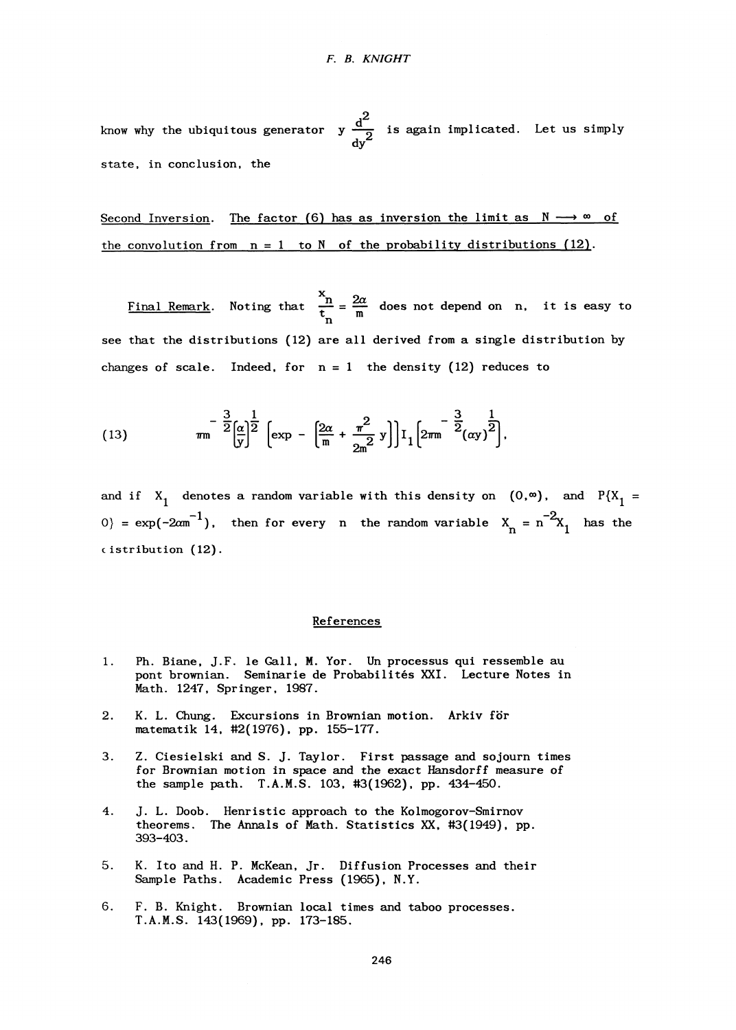know why the ubiquitous generator $y \frac{d^2}{dy^2}$ is again implicated. Let us simply state, in conclusion, the

<u>Second Inversion</u>. <u>The factor (6) has as inversion the limit as $N \longrightarrow \infty$ of the convolution from $n = 1$ to $N$ of the probability distributions (12)</u>.

<u>Final Remark</u>. Noting that $\frac{x_n}{t_n} = \frac{2\alpha}{m}$ does not depend on $n$, it is easy to see that the distributions (12) are all derived from a single distribution by changes of scale. Indeed, for $n = 1$ the density (12) reduces to

$$\pi m^{-\frac{3}{2}} \left(\frac{\alpha}{y}\right)^{\frac{1}{2}} \left[\exp - \left(\frac{2\alpha}{m} + \frac{\pi^2}{2m^2} y\right)\right] I_1\left[2\pi m^{-\frac{3}{2}} (\alpha y)^{\frac{1}{2}}\right], \tag{13}$$

and if $X_1$ denotes a random variable with this density on $(0,\infty)$, and $P\{X_1 = 0\} = \exp(-2\alpha m^{-1})$, then for every $n$ the random variable $X_n = n^{-2} X_1$ has the distribution (12).

## References

1. Ph. Biane, J.F. le Gall, M. Yor. Un processus qui ressemble au pont brownian. Seminarie de Probabilités XXI. Lecture Notes in Math. 1247, Springer, 1987.

2. K. L. Chung. Excursions in Brownian motion. Arkiv för matematik 14, #2(1976), pp. 155-177.

3. Z. Ciesielski and S. J. Taylor. First passage and sojourn times for Brownian motion in space and the exact Hansdorff measure of the sample path. T.A.M.S. 103, #3(1962), pp. 434-450.

4. J. L. Doob. Henristic approach to the Kolmogorov-Smirnov theorems. The Annals of Math. Statistics XX, #3(1949), pp. 393-403.

5. K. Ito and H. P. McKean, Jr. Diffusion Processes and their Sample Paths. Academic Press (1965), N.Y.

6. F. B. Knight. Brownian local times and taboo processes. T.A.M.S. 143(1969), pp. 173-185.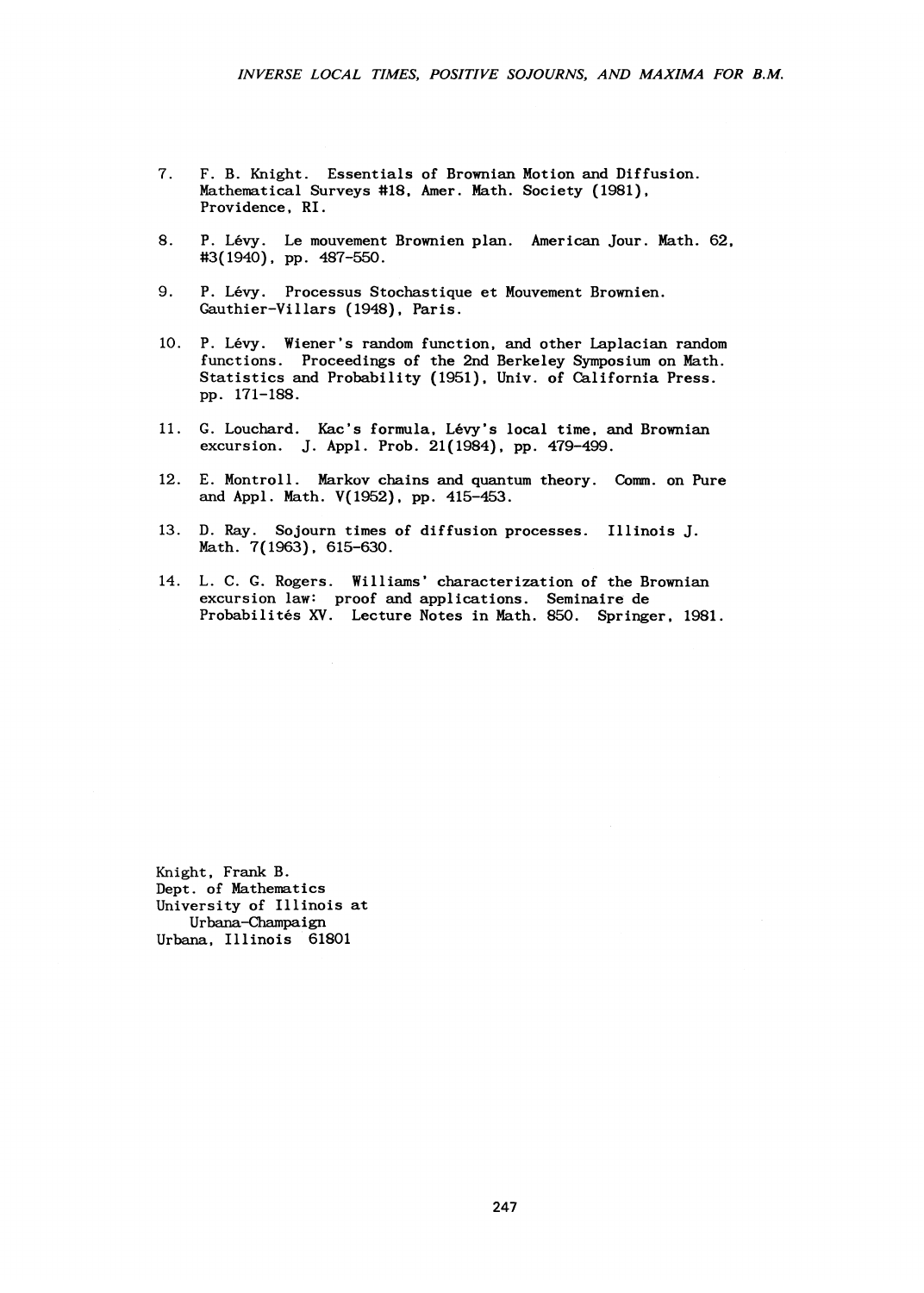7. F. B. Knight. Essentials of Brownian Motion and Diffusion. Mathematical Surveys #18, Amer. Math. Society (1981), Providence, RI.

8. P. Lévy. Le mouvement Brownien plan. American Jour. Math. 62, #3(1940), pp. 487-550.

9. P. Lévy. Processus Stochastique et Mouvement Brownien. Gauthier-Villars (1948), Paris.

10. P. Lévy. Wiener's random function, and other Laplacian random functions. Proceedings of the 2nd Berkeley Symposium on Math. Statistics and Probability (1951), Univ. of California Press. pp. 171-188.

11. G. Louchard. Kac's formula, Lévy's local time, and Brownian excursion. J. Appl. Prob. 21(1984), pp. 479-499.

12. E. Montroll. Markov chains and quantum theory. Comm. on Pure and Appl. Math. V(1952), pp. 415-453.

13. D. Ray. Sojourn times of diffusion processes. Illinois J. Math. 7(1963), 615-630.

14. L. C. G. Rogers. Williams' characterization of the Brownian excursion law: proof and applications. Seminaire de Probabilités XV. Lecture Notes in Math. 850. Springer, 1981.

Knight, Frank B.
Dept. of Mathematics
University of Illinois at Urbana-Champaign
Urbana, Illinois 61801